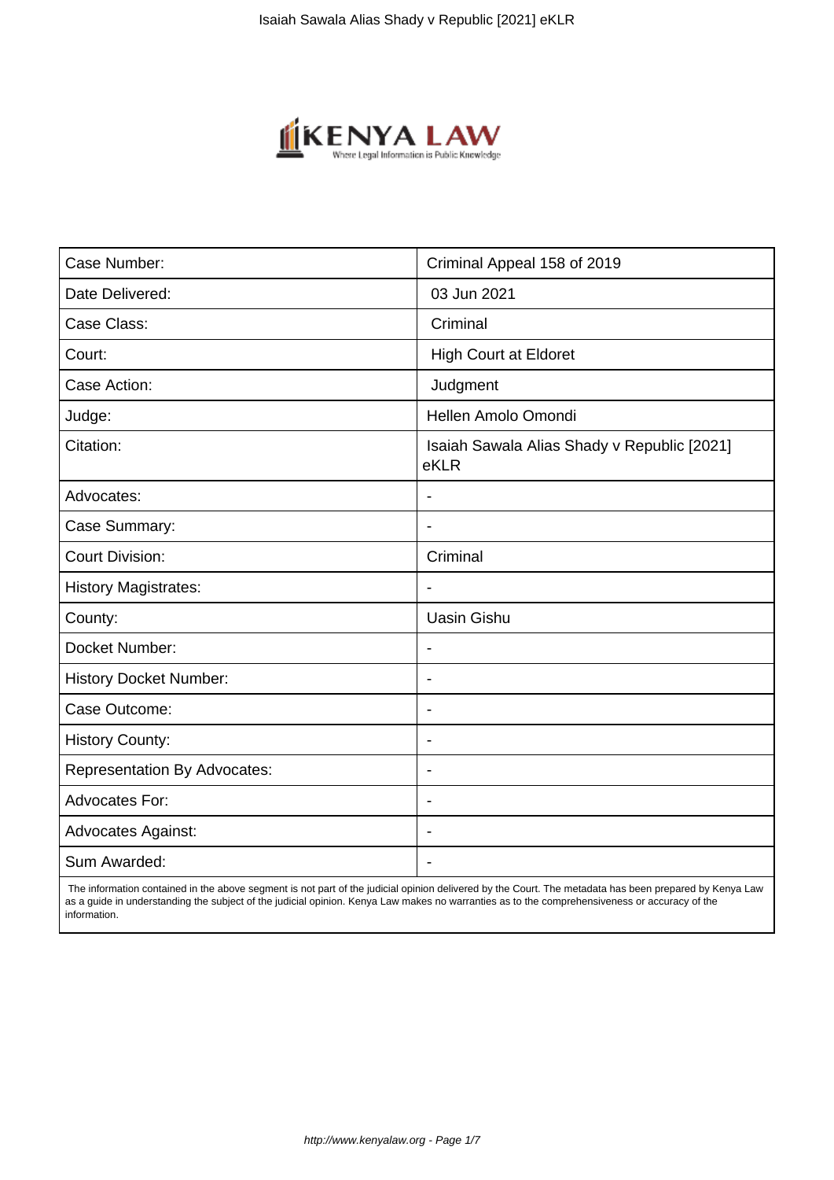| | |
|---|---|
| Case Number: | Criminal Appeal 158 of 2019 |
| Date Delivered: | 03 Jun 2021 |
| Case Class: | Criminal |
| Court: | High Court at Eldoret |
| Case Action: | Judgment |
| Judge: | Hellen Amolo Omondi |
| Citation: | Isaiah Sawala Alias Shady v Republic [2021] eKLR |
| Advocates: | - |
| Case Summary: | - |
| Court Division: | Criminal |
| History Magistrates: | - |
| County: | Uasin Gishu |
| Docket Number: | - |
| History Docket Number: | - |
| Case Outcome: | - |
| History County: | - |
| Representation By Advocates: | - |
| Advocates For: | - |
| Advocates Against: | - |
| Sum Awarded: | - |

The information contained in the above segment is not part of the judicial opinion delivered by the Court. The metadata has been prepared by Kenya Law as a guide in understanding the subject of the judicial opinion. Kenya Law makes no warranties as to the comprehensiveness or accuracy of the information.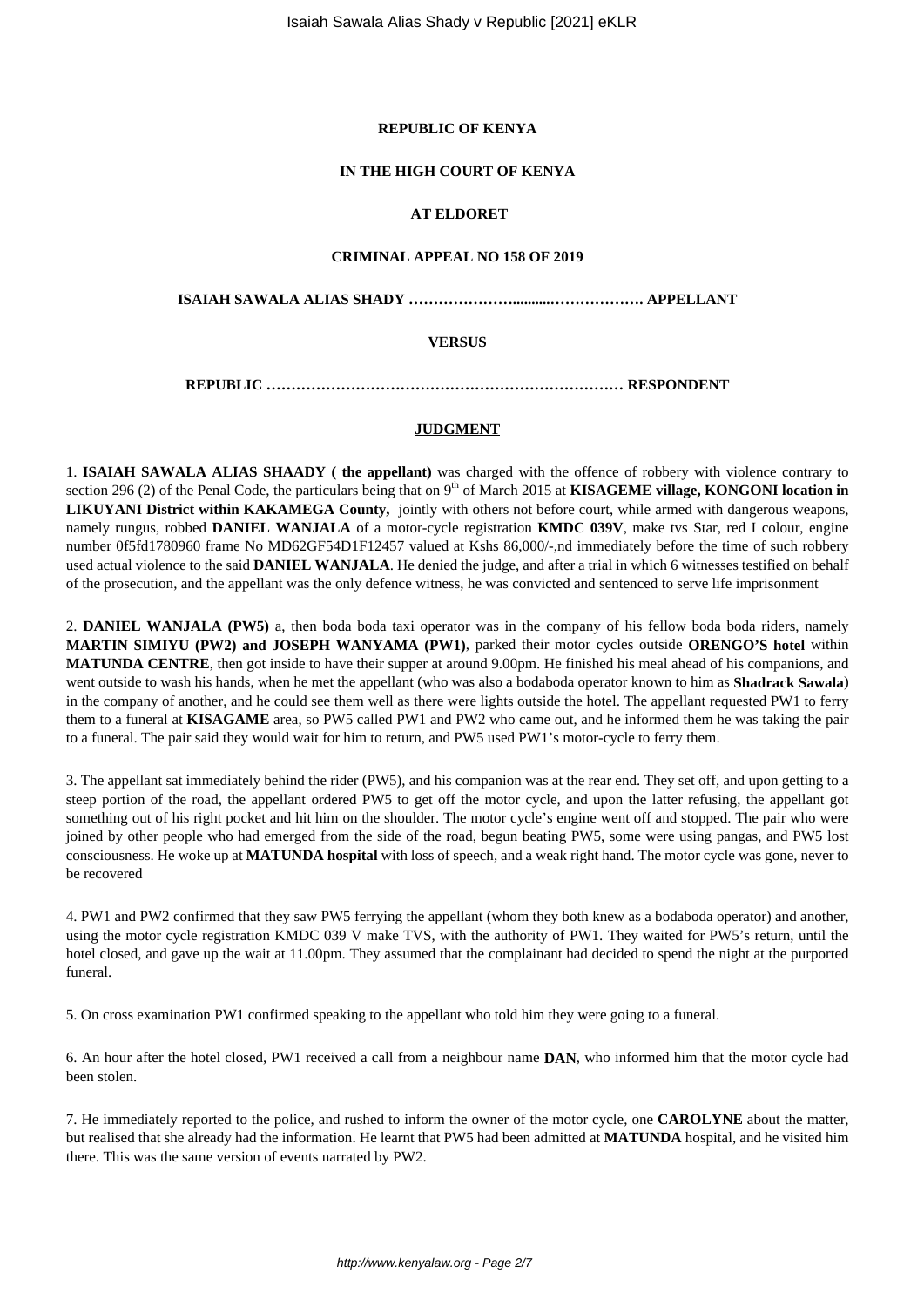**REPUBLIC OF KENYA**

**IN THE HIGH COURT OF KENYA**

**AT ELDORET**

**CRIMINAL APPEAL NO 158 OF 2019**

**ISAIAH SAWALA ALIAS SHADY …………………..........………………. APPELLANT**

**VERSUS**

**REPUBLIC ……………………………………………………………… RESPONDENT**

**JUDGMENT**

1. **ISAIAH SAWALA ALIAS SHAADY ( the appellant)** was charged with the offence of robbery with violence contrary to section 296 (2) of the Penal Code, the particulars being that on 9th of March 2015 at **KISAGEME village, KONGONI location in LIKUYANI District within KAKAMEGA County,** jointly with others not before court, while armed with dangerous weapons, namely rungus, robbed **DANIEL WANJALA** of a motor-cycle registration **KMDC 039V**, make tvs Star, red I colour, engine number 0f5fd1780960 frame No MD62GF54D1F12457 valued at Kshs 86,000/-,nd immediately before the time of such robbery used actual violence to the said **DANIEL WANJALA**. He denied the judge, and after a trial in which 6 witnesses testified on behalf of the prosecution, and the appellant was the only defence witness, he was convicted and sentenced to serve life imprisonment

2. **DANIEL WANJALA (PW5)** a, then boda boda taxi operator was in the company of his fellow boda boda riders, namely **MARTIN SIMIYU (PW2) and JOSEPH WANYAMA (PW1)**, parked their motor cycles outside **ORENGO'S hotel** within **MATUNDA CENTRE**, then got inside to have their supper at around 9.00pm. He finished his meal ahead of his companions, and went outside to wash his hands, when he met the appellant (who was also a bodaboda operator known to him as **Shadrack Sawala**) in the company of another, and he could see them well as there were lights outside the hotel. The appellant requested PW1 to ferry them to a funeral at **KISAGAME** area, so PW5 called PW1 and PW2 who came out, and he informed them he was taking the pair to a funeral. The pair said they would wait for him to return, and PW5 used PW1's motor-cycle to ferry them.

3. The appellant sat immediately behind the rider (PW5), and his companion was at the rear end. They set off, and upon getting to a steep portion of the road, the appellant ordered PW5 to get off the motor cycle, and upon the latter refusing, the appellant got something out of his right pocket and hit him on the shoulder. The motor cycle's engine went off and stopped. The pair who were joined by other people who had emerged from the side of the road, begun beating PW5, some were using pangas, and PW5 lost consciousness. He woke up at **MATUNDA hospital** with loss of speech, and a weak right hand. The motor cycle was gone, never to be recovered

4. PW1 and PW2 confirmed that they saw PW5 ferrying the appellant (whom they both knew as a bodaboda operator) and another, using the motor cycle registration KMDC 039 V make TVS, with the authority of PW1. They waited for PW5's return, until the hotel closed, and gave up the wait at 11.00pm. They assumed that the complainant had decided to spend the night at the purported funeral.

5. On cross examination PW1 confirmed speaking to the appellant who told him they were going to a funeral.

6. An hour after the hotel closed, PW1 received a call from a neighbour name **DAN**, who informed him that the motor cycle had been stolen.

7. He immediately reported to the police, and rushed to inform the owner of the motor cycle, one **CAROLYNE** about the matter, but realised that she already had the information. He learnt that PW5 had been admitted at **MATUNDA** hospital, and he visited him there. This was the same version of events narrated by PW2.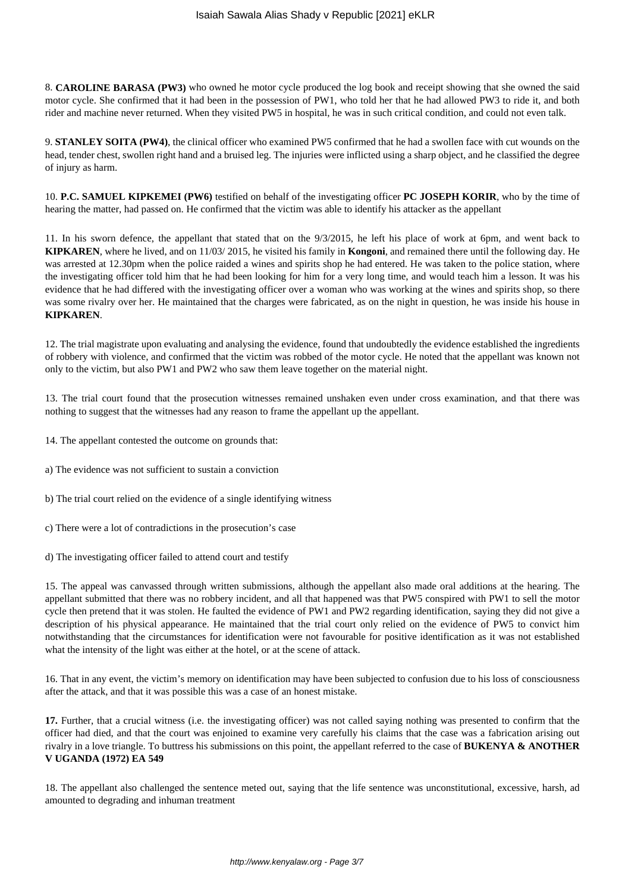8. **CAROLINE BARASA (PW3)** who owned he motor cycle produced the log book and receipt showing that she owned the said motor cycle. She confirmed that it had been in the possession of PW1, who told her that he had allowed PW3 to ride it, and both rider and machine never returned. When they visited PW5 in hospital, he was in such critical condition, and could not even talk.

9. **STANLEY SOITA (PW4)**, the clinical officer who examined PW5 confirmed that he had a swollen face with cut wounds on the head, tender chest, swollen right hand and a bruised leg. The injuries were inflicted using a sharp object, and he classified the degree of injury as harm.

10. **P.C. SAMUEL KIPKEMEI (PW6)** testified on behalf of the investigating officer **PC JOSEPH KORIR**, who by the time of hearing the matter, had passed on. He confirmed that the victim was able to identify his attacker as the appellant

11. In his sworn defence, the appellant that stated that on the 9/3/2015, he left his place of work at 6pm, and went back to **KIPKAREN**, where he lived, and on 11/03/ 2015, he visited his family in **Kongoni**, and remained there until the following day. He was arrested at 12.30pm when the police raided a wines and spirits shop he had entered. He was taken to the police station, where the investigating officer told him that he had been looking for him for a very long time, and would teach him a lesson. It was his evidence that he had differed with the investigating officer over a woman who was working at the wines and spirits shop, so there was some rivalry over her. He maintained that the charges were fabricated, as on the night in question, he was inside his house in **KIPKAREN**.

12. The trial magistrate upon evaluating and analysing the evidence, found that undoubtedly the evidence established the ingredients of robbery with violence, and confirmed that the victim was robbed of the motor cycle. He noted that the appellant was known not only to the victim, but also PW1 and PW2 who saw them leave together on the material night.

13. The trial court found that the prosecution witnesses remained unshaken even under cross examination, and that there was nothing to suggest that the witnesses had any reason to frame the appellant up the appellant.

14. The appellant contested the outcome on grounds that:

a) The evidence was not sufficient to sustain a conviction

b) The trial court relied on the evidence of a single identifying witness

c) There were a lot of contradictions in the prosecution's case

d) The investigating officer failed to attend court and testify

15. The appeal was canvassed through written submissions, although the appellant also made oral additions at the hearing. The appellant submitted that there was no robbery incident, and all that happened was that PW5 conspired with PW1 to sell the motor cycle then pretend that it was stolen. He faulted the evidence of PW1 and PW2 regarding identification, saying they did not give a description of his physical appearance. He maintained that the trial court only relied on the evidence of PW5 to convict him notwithstanding that the circumstances for identification were not favourable for positive identification as it was not established what the intensity of the light was either at the hotel, or at the scene of attack.

16. That in any event, the victim's memory on identification may have been subjected to confusion due to his loss of consciousness after the attack, and that it was possible this was a case of an honest mistake.

**17.** Further, that a crucial witness (i.e. the investigating officer) was not called saying nothing was presented to confirm that the officer had died, and that the court was enjoined to examine very carefully his claims that the case was a fabrication arising out rivalry in a love triangle. To buttress his submissions on this point, the appellant referred to the case of **BUKENYA & ANOTHER V UGANDA (1972) EA 549**

18. The appellant also challenged the sentence meted out, saying that the life sentence was unconstitutional, excessive, harsh, ad amounted to degrading and inhuman treatment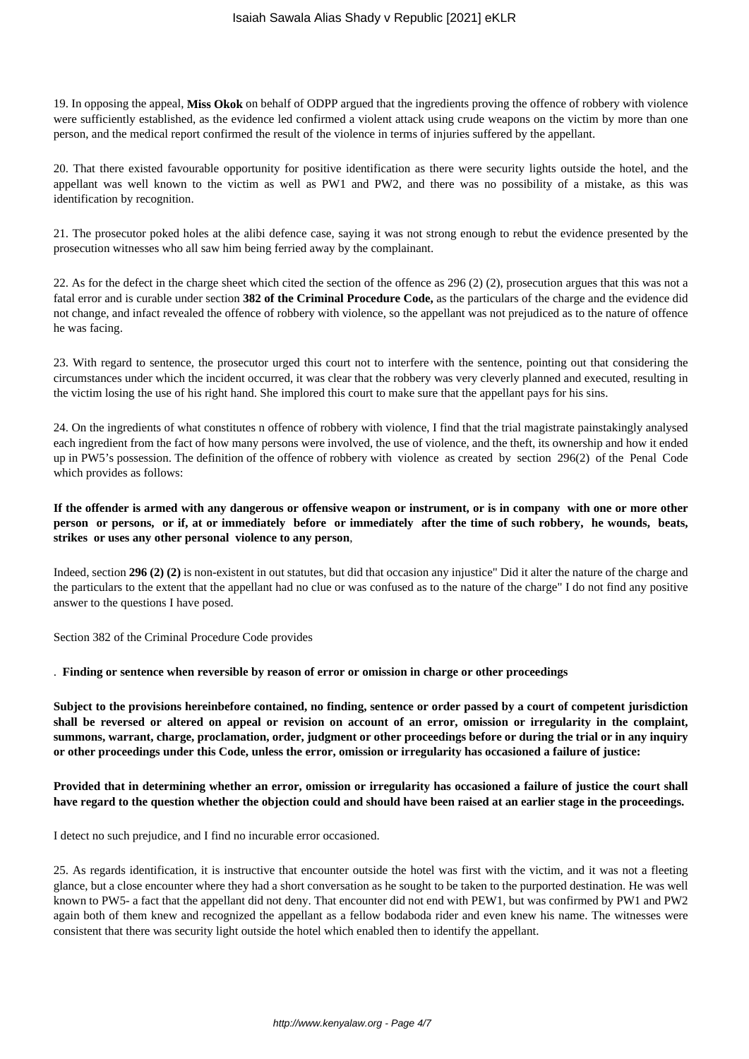19. In opposing the appeal, **Miss Okok** on behalf of ODPP argued that the ingredients proving the offence of robbery with violence were sufficiently established, as the evidence led confirmed a violent attack using crude weapons on the victim by more than one person, and the medical report confirmed the result of the violence in terms of injuries suffered by the appellant.

20. That there existed favourable opportunity for positive identification as there were security lights outside the hotel, and the appellant was well known to the victim as well as PW1 and PW2, and there was no possibility of a mistake, as this was identification by recognition.

21. The prosecutor poked holes at the alibi defence case, saying it was not strong enough to rebut the evidence presented by the prosecution witnesses who all saw him being ferried away by the complainant.

22. As for the defect in the charge sheet which cited the section of the offence as 296 (2) (2), prosecution argues that this was not a fatal error and is curable under section **382 of the Criminal Procedure Code,** as the particulars of the charge and the evidence did not change, and infact revealed the offence of robbery with violence, so the appellant was not prejudiced as to the nature of offence he was facing.

23. With regard to sentence, the prosecutor urged this court not to interfere with the sentence, pointing out that considering the circumstances under which the incident occurred, it was clear that the robbery was very cleverly planned and executed, resulting in the victim losing the use of his right hand. She implored this court to make sure that the appellant pays for his sins.

24. On the ingredients of what constitutes n offence of robbery with violence, I find that the trial magistrate painstakingly analysed each ingredient from the fact of how many persons were involved, the use of violence, and the theft, its ownership and how it ended up in PW5's possession. The definition of the offence of robbery with violence as created by section 296(2) of the Penal Code which provides as follows:

**If the offender is armed with any dangerous or offensive weapon or instrument, or is in company with one or more other person or persons, or if, at or immediately before or immediately after the time of such robbery, he wounds, beats, strikes or uses any other personal violence to any person**,

Indeed, section **296 (2) (2)** is non-existent in out statutes, but did that occasion any injustice" Did it alter the nature of the charge and the particulars to the extent that the appellant had no clue or was confused as to the nature of the charge" I do not find any positive answer to the questions I have posed.

Section 382 of the Criminal Procedure Code provides

. **Finding or sentence when reversible by reason of error or omission in charge or other proceedings**

**Subject to the provisions hereinbefore contained, no finding, sentence or order passed by a court of competent jurisdiction shall be reversed or altered on appeal or revision on account of an error, omission or irregularity in the complaint, summons, warrant, charge, proclamation, order, judgment or other proceedings before or during the trial or in any inquiry or other proceedings under this Code, unless the error, omission or irregularity has occasioned a failure of justice:**

**Provided that in determining whether an error, omission or irregularity has occasioned a failure of justice the court shall have regard to the question whether the objection could and should have been raised at an earlier stage in the proceedings.**

I detect no such prejudice, and I find no incurable error occasioned.

25. As regards identification, it is instructive that encounter outside the hotel was first with the victim, and it was not a fleeting glance, but a close encounter where they had a short conversation as he sought to be taken to the purported destination. He was well known to PW5- a fact that the appellant did not deny. That encounter did not end with PEW1, but was confirmed by PW1 and PW2 again both of them knew and recognized the appellant as a fellow bodaboda rider and even knew his name. The witnesses were consistent that there was security light outside the hotel which enabled then to identify the appellant.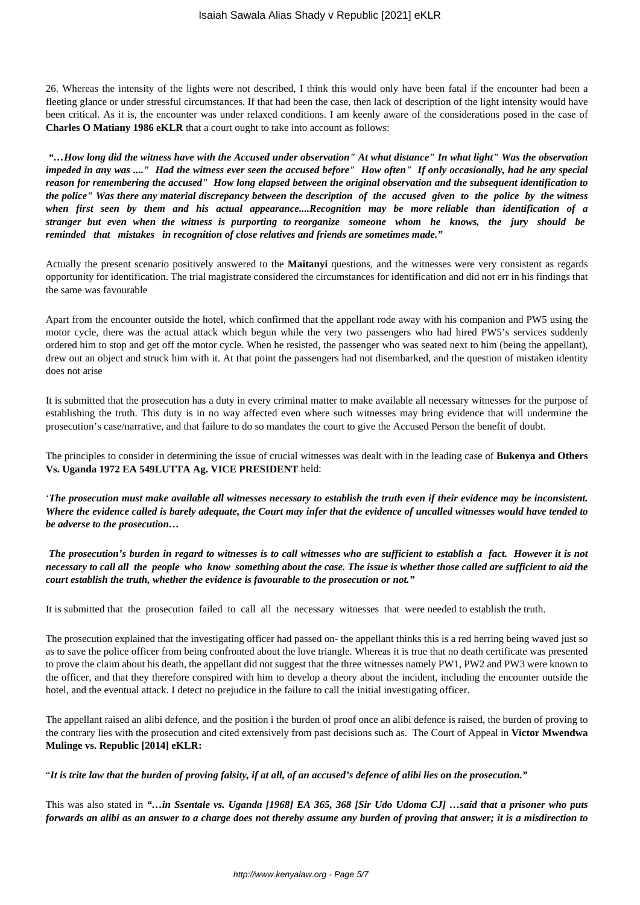26. Whereas the intensity of the lights were not described, I think this would only have been fatal if the encounter had been a fleeting glance or under stressful circumstances. If that had been the case, then lack of description of the light intensity would have been critical. As it is, the encounter was under relaxed conditions. I am keenly aware of the considerations posed in the case of **Charles O Matiany 1986 eKLR** that a court ought to take into account as follows:

***"…How long did the witness have with the Accused under observation" At what distance" In what light" Was the observation impeded in any was ...." Had the witness ever seen the accused before" How often" If only occasionally, had he any special reason for remembering the accused" How long elapsed between the original observation and the subsequent identification to the police" Was there any material discrepancy between the description of the accused given to the police by the witness when first seen by them and his actual appearance....Recognition may be more reliable than identification of a stranger but even when the witness is purporting to reorganize someone whom he knows, the jury should be reminded that mistakes in recognition of close relatives and friends are sometimes made."***

Actually the present scenario positively answered to the **Maitanyi** questions, and the witnesses were very consistent as regards opportunity for identification. The trial magistrate considered the circumstances for identification and did not err in his findings that the same was favourable

Apart from the encounter outside the hotel, which confirmed that the appellant rode away with his companion and PW5 using the motor cycle, there was the actual attack which begun while the very two passengers who had hired PW5's services suddenly ordered him to stop and get off the motor cycle. When he resisted, the passenger who was seated next to him (being the appellant), drew out an object and struck him with it. At that point the passengers had not disembarked, and the question of mistaken identity does not arise

It is submitted that the prosecution has a duty in every criminal matter to make available all necessary witnesses for the purpose of establishing the truth. This duty is in no way affected even where such witnesses may bring evidence that will undermine the prosecution's case/narrative, and that failure to do so mandates the court to give the Accused Person the benefit of doubt.

The principles to consider in determining the issue of crucial witnesses was dealt with in the leading case of **Bukenya and Others Vs. Uganda 1972 EA 549LUTTA Ag. VICE PRESIDENT** held:

'***The prosecution must make available all witnesses necessary to establish the truth even if their evidence may be inconsistent. Where the evidence called is barely adequate, the Court may infer that the evidence of uncalled witnesses would have tended to be adverse to the prosecution…***

***The prosecution's burden in regard to witnesses is to call witnesses who are sufficient to establish a fact. However it is not necessary to call all the people who know something about the case. The issue is whether those called are sufficient to aid the court establish the truth, whether the evidence is favourable to the prosecution or not."***

It is submitted that the prosecution failed to call all the necessary witnesses that were needed to establish the truth.

The prosecution explained that the investigating officer had passed on- the appellant thinks this is a red herring being waved just so as to save the police officer from being confronted about the love triangle. Whereas it is true that no death certificate was presented to prove the claim about his death, the appellant did not suggest that the three witnesses namely PW1, PW2 and PW3 were known to the officer, and that they therefore conspired with him to develop a theory about the incident, including the encounter outside the hotel, and the eventual attack. I detect no prejudice in the failure to call the initial investigating officer.

The appellant raised an alibi defence, and the position i the burden of proof once an alibi defence is raised, the burden of proving to the contrary lies with the prosecution and cited extensively from past decisions such as. The Court of Appeal in **Victor Mwendwa Mulinge vs. Republic [2014] eKLR:**

"***It is trite law that the burden of proving falsity, if at all, of an accused's defence of alibi lies on the prosecution."***

This was also stated in ***"…in Ssentale vs. Uganda [1968] EA 365, 368 [Sir Udo Udoma CJ] …said that a prisoner who puts forwards an alibi as an answer to a charge does not thereby assume any burden of proving that answer; it is a misdirection to***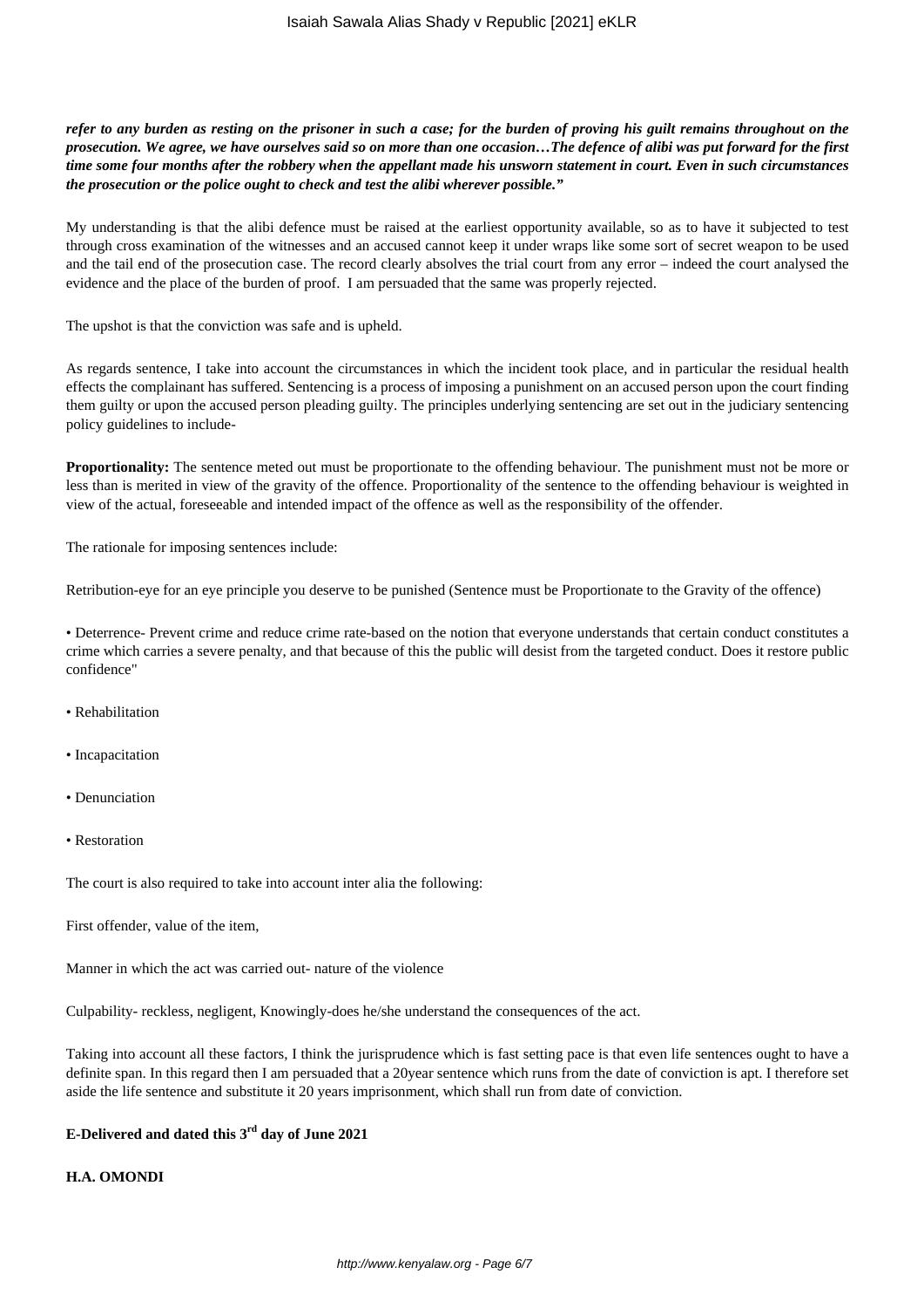***refer to any burden as resting on the prisoner in such a case; for the burden of proving his guilt remains throughout on the prosecution. We agree, we have ourselves said so on more than one occasion…The defence of alibi was put forward for the first time some four months after the robbery when the appellant made his unsworn statement in court. Even in such circumstances the prosecution or the police ought to check and test the alibi wherever possible."***

My understanding is that the alibi defence must be raised at the earliest opportunity available, so as to have it subjected to test through cross examination of the witnesses and an accused cannot keep it under wraps like some sort of secret weapon to be used and the tail end of the prosecution case. The record clearly absolves the trial court from any error – indeed the court analysed the evidence and the place of the burden of proof. I am persuaded that the same was properly rejected.

The upshot is that the conviction was safe and is upheld.

As regards sentence, I take into account the circumstances in which the incident took place, and in particular the residual health effects the complainant has suffered. Sentencing is a process of imposing a punishment on an accused person upon the court finding them guilty or upon the accused person pleading guilty. The principles underlying sentencing are set out in the judiciary sentencing policy guidelines to include-

**Proportionality:** The sentence meted out must be proportionate to the offending behaviour. The punishment must not be more or less than is merited in view of the gravity of the offence. Proportionality of the sentence to the offending behaviour is weighted in view of the actual, foreseeable and intended impact of the offence as well as the responsibility of the offender.

The rationale for imposing sentences include:

Retribution-eye for an eye principle you deserve to be punished (Sentence must be Proportionate to the Gravity of the offence)

• Deterrence- Prevent crime and reduce crime rate-based on the notion that everyone understands that certain conduct constitutes a crime which carries a severe penalty, and that because of this the public will desist from the targeted conduct. Does it restore public confidence"

• Rehabilitation

• Incapacitation

• Denunciation

• Restoration

The court is also required to take into account inter alia the following:

First offender, value of the item,

Manner in which the act was carried out- nature of the violence

Culpability- reckless, negligent, Knowingly-does he/she understand the consequences of the act.

Taking into account all these factors, I think the jurisprudence which is fast setting pace is that even life sentences ought to have a definite span. In this regard then I am persuaded that a 20year sentence which runs from the date of conviction is apt. I therefore set aside the life sentence and substitute it 20 years imprisonment, which shall run from date of conviction.

**E-Delivered and dated this 3rd day of June 2021**

**H.A. OMONDI**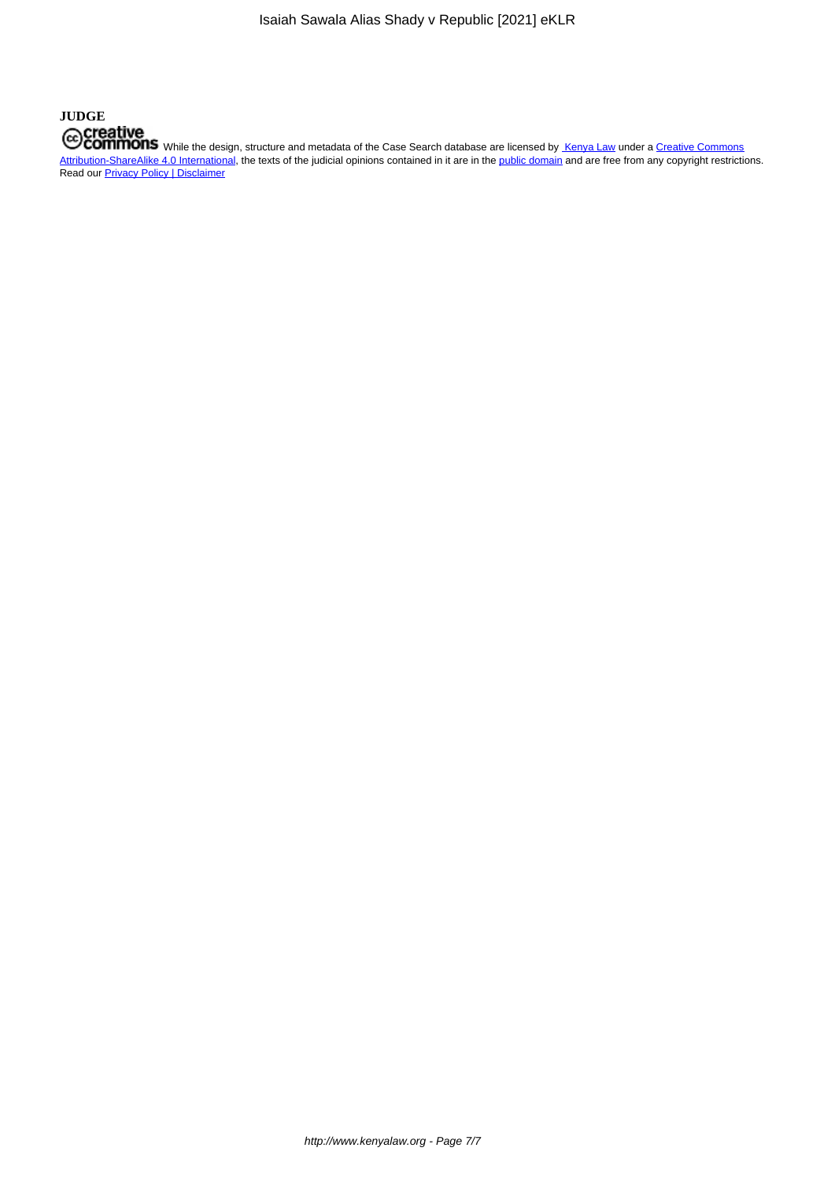**JUDGE**

creative commons While the design, structure and metadata of the Case Search database are licensed by Kenya Law under a Creative Commons Attribution-ShareAlike 4.0 International, the texts of the judicial opinions contained in it are in the public domain and are free from any copyright restrictions. Read our Privacy Policy | Disclaimer